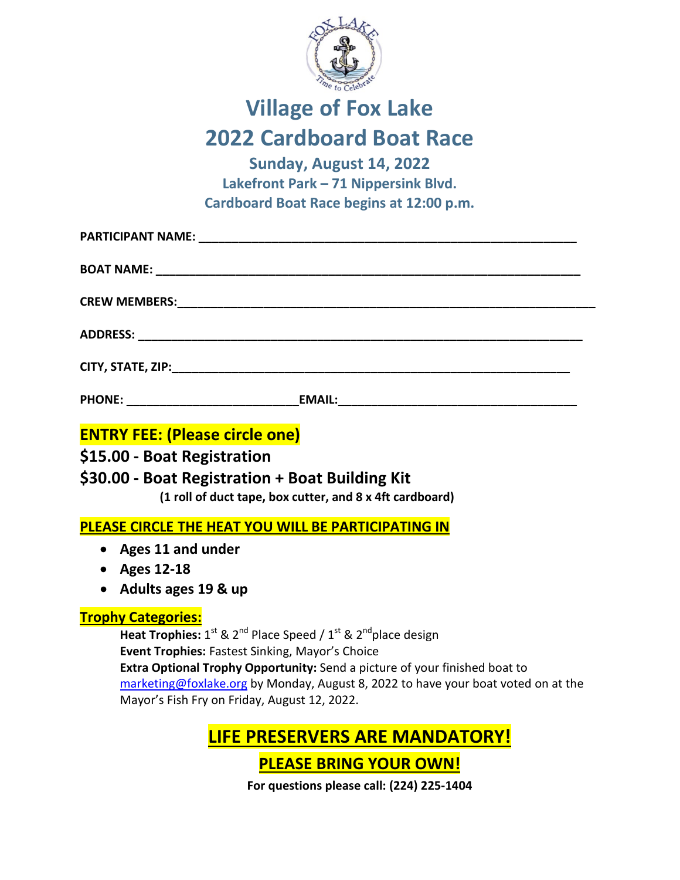# Village of Fox Lake

# 2022 Cardboard Boat Race

### Sunday, August 14, 2022

**Lakefront Park – 71 Nippersink Blvd.**

**Cardboard Boat Race begins at 12:00 p.m.**

**PARTICIPANT NAME:** ______________________________________________

**BOAT NAME:** ______________________________________________

**CREW MEMBERS:** ______________________________________________

**ADDRESS:** ______________________________________________

**CITY, STATE, ZIP:** ______________________________________________

**PHONE:** ______________________ **EMAIL:** ______________________________

## ENTRY FEE: (Please circle one)

**$15.00 - Boat Registration**

**$30.00 - Boat Registration + Boat Building Kit**

**(1 roll of duct tape, box cutter, and 8 x 4ft cardboard)**

**PLEASE CIRCLE THE HEAT YOU WILL BE PARTICIPATING IN**

- **Ages 11 and under**
- **Ages 12-18**
- **Adults ages 19 & up**

**Trophy Categories:**

**Heat Trophies:** 1st & 2nd Place Speed / 1st & 2nd place design

**Event Trophies:** Fastest Sinking, Mayor's Choice

**Extra Optional Trophy Opportunity:** Send a picture of your finished boat to marketing@foxlake.org by Monday, August 8, 2022 to have your boat voted on at the Mayor's Fish Fry on Friday, August 12, 2022.

**LIFE PRESERVERS ARE MANDATORY!**

**PLEASE BRING YOUR OWN!**

**For questions please call: (224) 225-1404**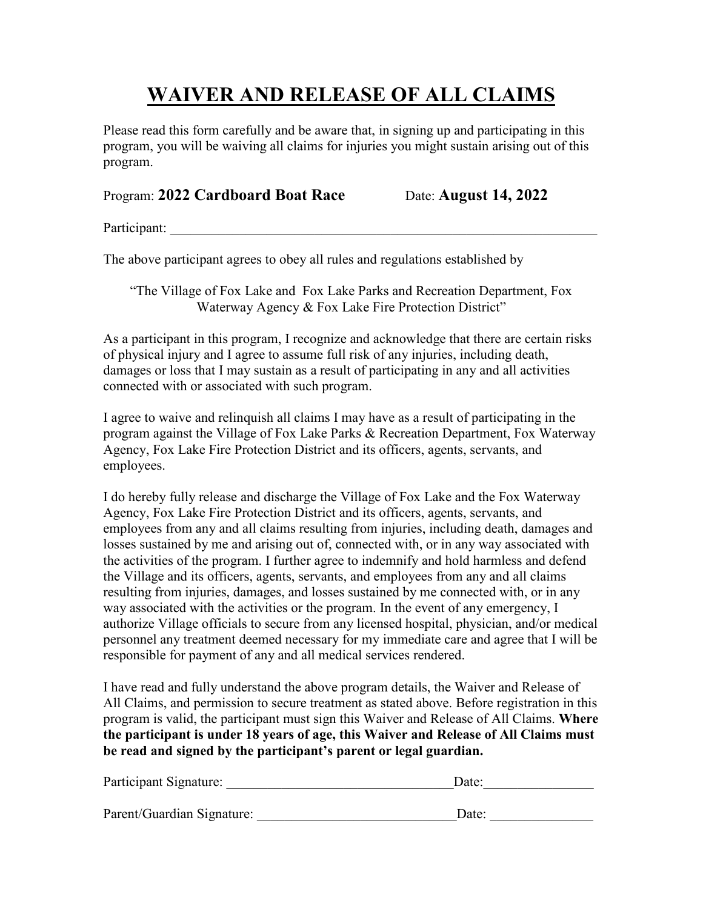# WAIVER AND RELEASE OF ALL CLAIMS

Please read this form carefully and be aware that, in signing up and participating in this program, you will be waiving all claims for injuries you might sustain arising out of this program.

Program: **2022 Cardboard Boat Race** Date: **August 14, 2022**

Participant: ___________________________________________________________________

The above participant agrees to obey all rules and regulations established by

"The Village of Fox Lake and Fox Lake Parks and Recreation Department, Fox Waterway Agency & Fox Lake Fire Protection District"

As a participant in this program, I recognize and acknowledge that there are certain risks of physical injury and I agree to assume full risk of any injuries, including death, damages or loss that I may sustain as a result of participating in any and all activities connected with or associated with such program.

I agree to waive and relinquish all claims I may have as a result of participating in the program against the Village of Fox Lake Parks & Recreation Department, Fox Waterway Agency, Fox Lake Fire Protection District and its officers, agents, servants, and employees.

I do hereby fully release and discharge the Village of Fox Lake and the Fox Waterway Agency, Fox Lake Fire Protection District and its officers, agents, servants, and employees from any and all claims resulting from injuries, including death, damages and losses sustained by me and arising out of, connected with, or in any way associated with the activities of the program. I further agree to indemnify and hold harmless and defend the Village and its officers, agents, servants, and employees from any and all claims resulting from injuries, damages, and losses sustained by me connected with, or in any way associated with the activities or the program. In the event of any emergency, I authorize Village officials to secure from any licensed hospital, physician, and/or medical personnel any treatment deemed necessary for my immediate care and agree that I will be responsible for payment of any and all medical services rendered.

I have read and fully understand the above program details, the Waiver and Release of All Claims, and permission to secure treatment as stated above. Before registration in this program is valid, the participant must sign this Waiver and Release of All Claims. **Where the participant is under 18 years of age, this Waiver and Release of All Claims must be read and signed by the participant's parent or legal guardian.**

Participant Signature: ________________________________ Date: ________________

Parent/Guardian Signature: ____________________________ Date: _______________